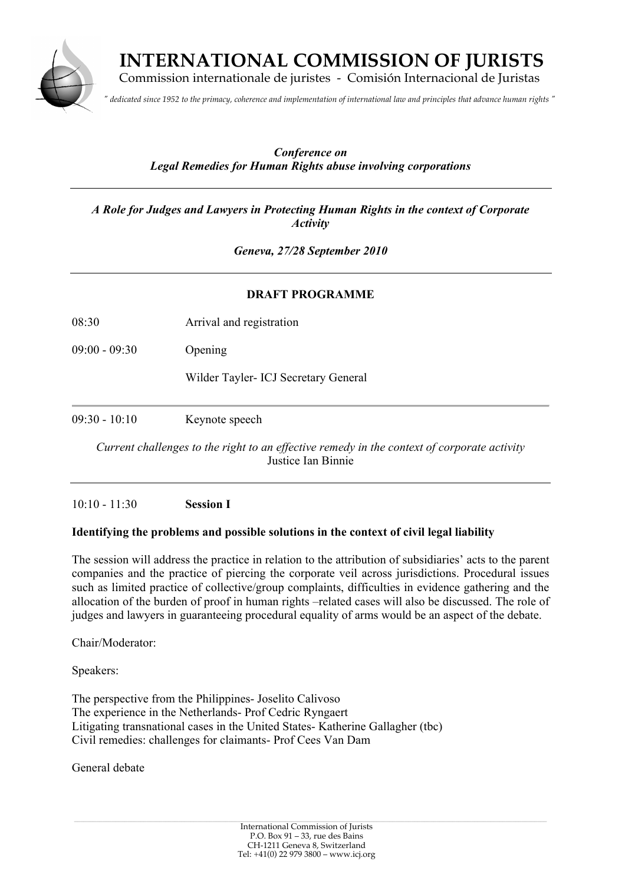# INTERNATIONAL COMMISSION OF JURISTS

Commission internationale de juristes - Comisión Internacional de Juristas

*" dedicated since 1952 to the primacy, coherence and implementation of international law and principles that advance human rights "*

***Conference on***
***Legal Remedies for Human Rights abuse involving corporations***

---

***A Role for Judges and Lawyers in Protecting Human Rights in the context of Corporate Activity***

***Geneva, 27/28 September 2010***

---

**DRAFT PROGRAMME**

08:30 Arrival and registration

09:00 - 09:30 Opening

Wilder Tayler- ICJ Secretary General

---

09:30 - 10:10 Keynote speech

*Current challenges to the right to an effective remedy in the context of corporate activity*
Justice Ian Binnie

---

10:10 - 11:30 **Session I**

**Identifying the problems and possible solutions in the context of civil legal liability**

The session will address the practice in relation to the attribution of subsidiaries' acts to the parent companies and the practice of piercing the corporate veil across jurisdictions. Procedural issues such as limited practice of collective/group complaints, difficulties in evidence gathering and the allocation of the burden of proof in human rights –related cases will also be discussed. The role of judges and lawyers in guaranteeing procedural equality of arms would be an aspect of the debate.

Chair/Moderator:

Speakers:

The perspective from the Philippines- Joselito Calivoso
The experience in the Netherlands- Prof Cedric Ryngaert
Litigating transnational cases in the United States- Katherine Gallagher (tbc)
Civil remedies: challenges for claimants- Prof Cees Van Dam

General debate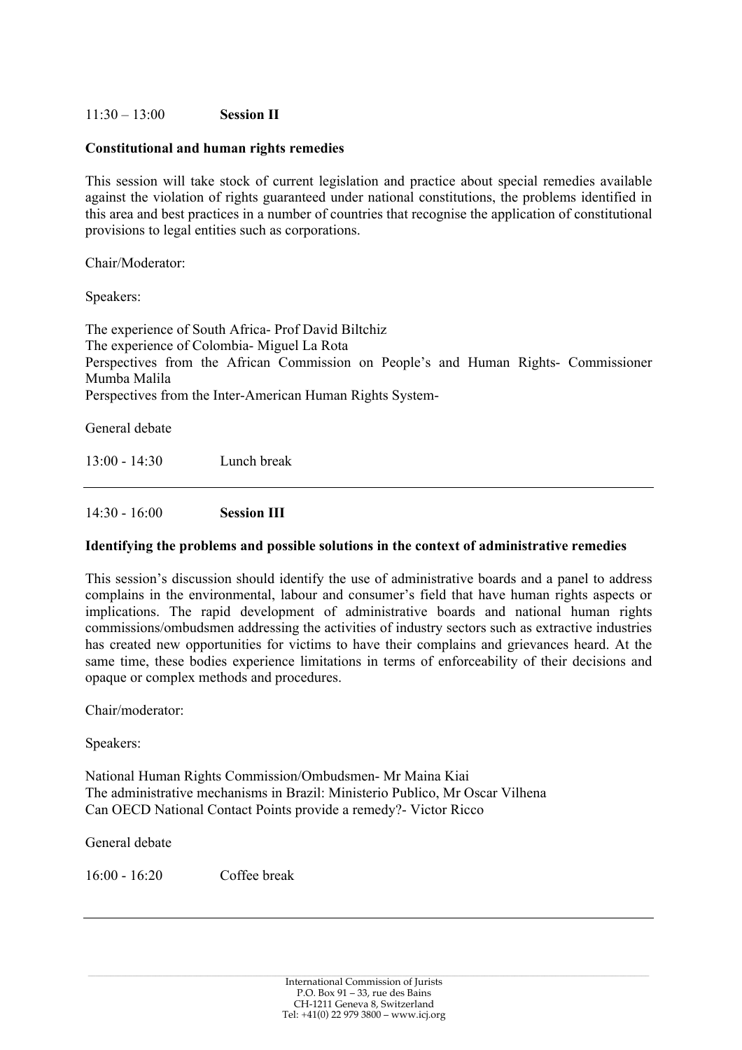11:30 – 13:00 **Session II**

**Constitutional and human rights remedies**

This session will take stock of current legislation and practice about special remedies available against the violation of rights guaranteed under national constitutions, the problems identified in this area and best practices in a number of countries that recognise the application of constitutional provisions to legal entities such as corporations.

Chair/Moderator:

Speakers:

The experience of South Africa- Prof David Biltchiz
The experience of Colombia- Miguel La Rota
Perspectives from the African Commission on People's and Human Rights- Commissioner Mumba Malila
Perspectives from the Inter-American Human Rights System-

General debate

13:00 - 14:30 Lunch break

---

14:30 - 16:00 **Session III**

**Identifying the problems and possible solutions in the context of administrative remedies**

This session's discussion should identify the use of administrative boards and a panel to address complains in the environmental, labour and consumer's field that have human rights aspects or implications. The rapid development of administrative boards and national human rights commissions/ombudsmen addressing the activities of industry sectors such as extractive industries has created new opportunities for victims to have their complains and grievances heard. At the same time, these bodies experience limitations in terms of enforceability of their decisions and opaque or complex methods and procedures.

Chair/moderator:

Speakers:

National Human Rights Commission/Ombudsmen- Mr Maina Kiai
The administrative mechanisms in Brazil: Ministerio Publico, Mr Oscar Vilhena
Can OECD National Contact Points provide a remedy?- Victor Ricco

General debate

16:00 - 16:20 Coffee break

---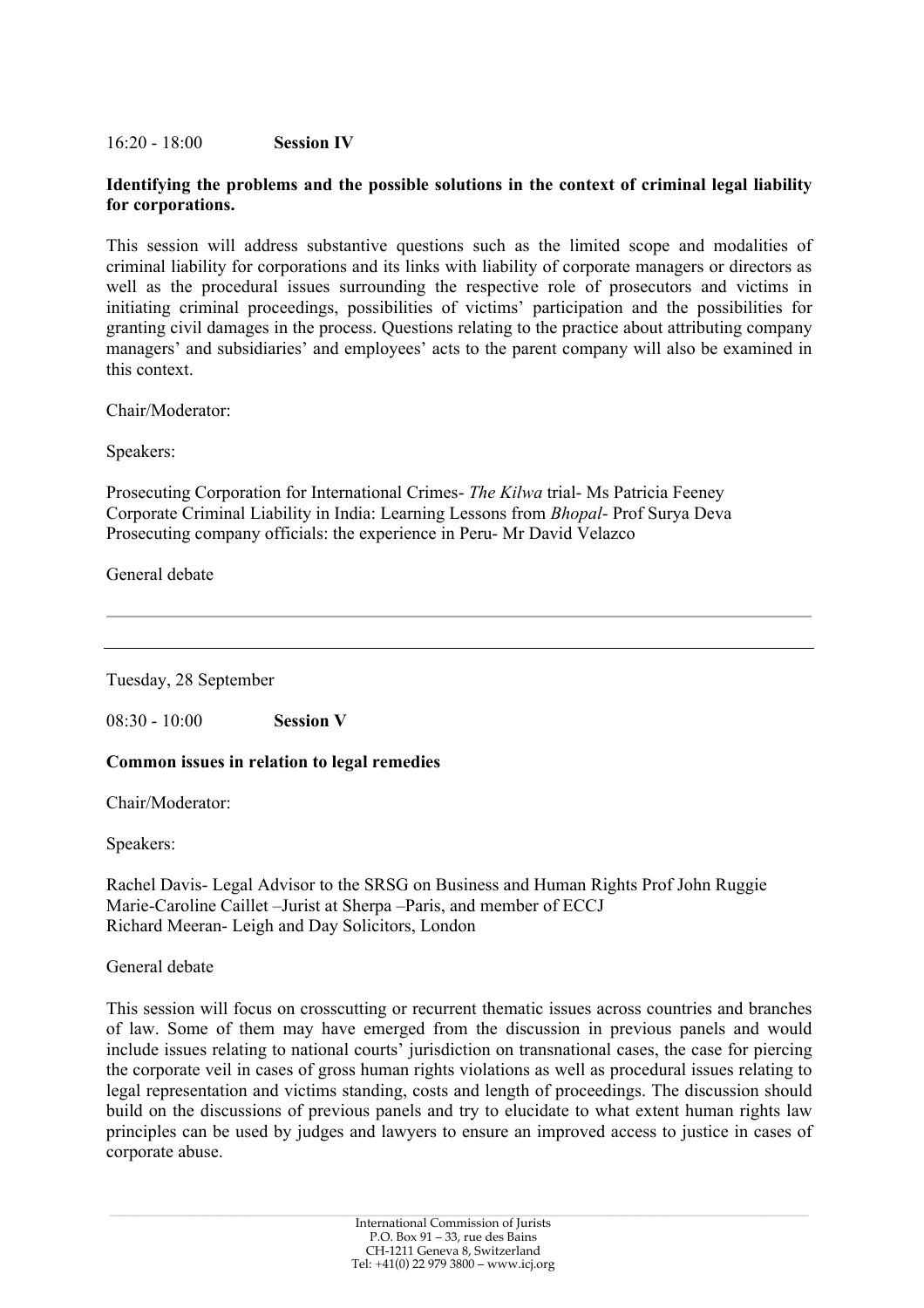16:20 - 18:00 **Session IV**

**Identifying the problems and the possible solutions in the context of criminal legal liability for corporations.**

This session will address substantive questions such as the limited scope and modalities of criminal liability for corporations and its links with liability of corporate managers or directors as well as the procedural issues surrounding the respective role of prosecutors and victims in initiating criminal proceedings, possibilities of victims' participation and the possibilities for granting civil damages in the process. Questions relating to the practice about attributing company managers' and subsidiaries' and employees' acts to the parent company will also be examined in this context.

Chair/Moderator:

Speakers:

Prosecuting Corporation for International Crimes- *The Kilwa* trial- Ms Patricia Feeney
Corporate Criminal Liability in India: Learning Lessons from *Bhopal*- Prof Surya Deva
Prosecuting company officials: the experience in Peru- Mr David Velazco

General debate

---

Tuesday, 28 September

08:30 - 10:00 **Session V**

**Common issues in relation to legal remedies**

Chair/Moderator:

Speakers:

Rachel Davis- Legal Advisor to the SRSG on Business and Human Rights Prof John Ruggie
Marie-Caroline Caillet –Jurist at Sherpa –Paris, and member of ECCJ
Richard Meeran- Leigh and Day Solicitors, London

General debate

This session will focus on crosscutting or recurrent thematic issues across countries and branches of law. Some of them may have emerged from the discussion in previous panels and would include issues relating to national courts' jurisdiction on transnational cases, the case for piercing the corporate veil in cases of gross human rights violations as well as procedural issues relating to legal representation and victims standing, costs and length of proceedings. The discussion should build on the discussions of previous panels and try to elucidate to what extent human rights law principles can be used by judges and lawyers to ensure an improved access to justice in cases of corporate abuse.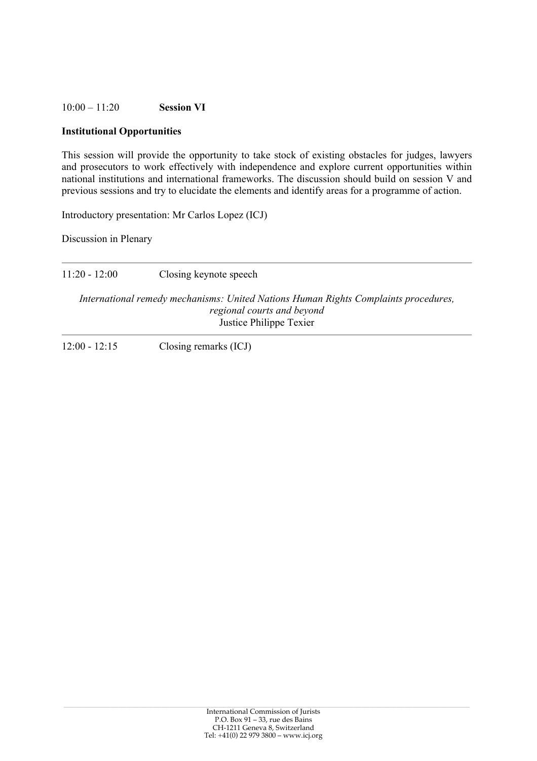10:00 – 11:20 **Session VI**

**Institutional Opportunities**

This session will provide the opportunity to take stock of existing obstacles for judges, lawyers and prosecutors to work effectively with independence and explore current opportunities within national institutions and international frameworks. The discussion should build on session V and previous sessions and try to elucidate the elements and identify areas for a programme of action.

Introductory presentation: Mr Carlos Lopez (ICJ)

Discussion in Plenary

---

11:20 - 12:00 Closing keynote speech

*International remedy mechanisms: United Nations Human Rights Complaints procedures, regional courts and beyond*
Justice Philippe Texier

---

12:00 - 12:15 Closing remarks (ICJ)

International Commission of Jurists
P.O. Box 91 – 33, rue des Bains
CH-1211 Geneva 8, Switzerland
Tel: +41(0) 22 979 3800 – www.icj.org